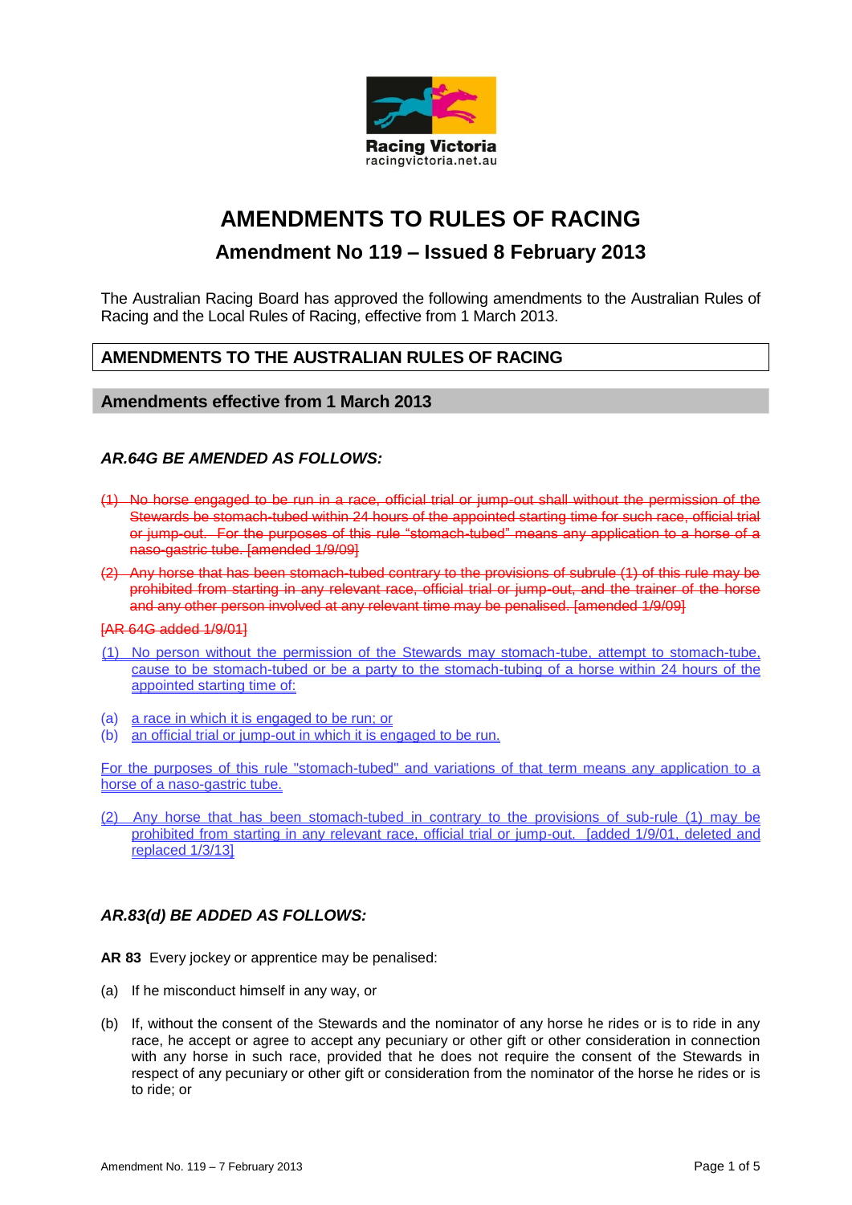Racing Victoria
racingvictoria.net.au

# AMENDMENTS TO RULES OF RACING

## Amendment No 119 – Issued 8 February 2013

The Australian Racing Board has approved the following amendments to the Australian Rules of Racing and the Local Rules of Racing, effective from 1 March 2013.

## AMENDMENTS TO THE AUSTRALIAN RULES OF RACING

### Amendments effective from 1 March 2013

### *AR.64G BE AMENDED AS FOLLOWS:*

~~(1) No horse engaged to be run in a race, official trial or jump-out shall without the permission of the Stewards be stomach-tubed within 24 hours of the appointed starting time for such race, official trial or jump-out. For the purposes of this rule "stomach-tubed" means any application to a horse of a naso-gastric tube. [amended 1/9/09]~~

~~(2) Any horse that has been stomach-tubed contrary to the provisions of subrule (1) of this rule may be prohibited from starting in any relevant race, official trial or jump-out, and the trainer of the horse and any other person involved at any relevant time may be penalised. [amended 1/9/09]~~

~~[AR 64G added 1/9/01]~~

<u>(1) No person without the permission of the Stewards may stomach-tube, attempt to stomach-tube, cause to be stomach-tubed or be a party to the stomach-tubing of a horse within 24 hours of the appointed starting time of:</u>

<u>(a) a race in which it is engaged to be run; or</u>
<u>(b) an official trial or jump-out in which it is engaged to be run.</u>

<u>For the purposes of this rule "stomach-tubed" and variations of that term means any application to a horse of a naso-gastric tube.</u>

<u>(2) Any horse that has been stomach-tubed in contrary to the provisions of sub-rule (1) may be prohibited from starting in any relevant race, official trial or jump-out. [added 1/9/01, deleted and replaced 1/3/13]</u>

### *AR.83(d) BE ADDED AS FOLLOWS:*

**AR 83** Every jockey or apprentice may be penalised:

(a) If he misconduct himself in any way, or

(b) If, without the consent of the Stewards and the nominator of any horse he rides or is to ride in any race, he accept or agree to accept any pecuniary or other gift or other consideration in connection with any horse in such race, provided that he does not require the consent of the Stewards in respect of any pecuniary or other gift or consideration from the nominator of the horse he rides or is to ride; or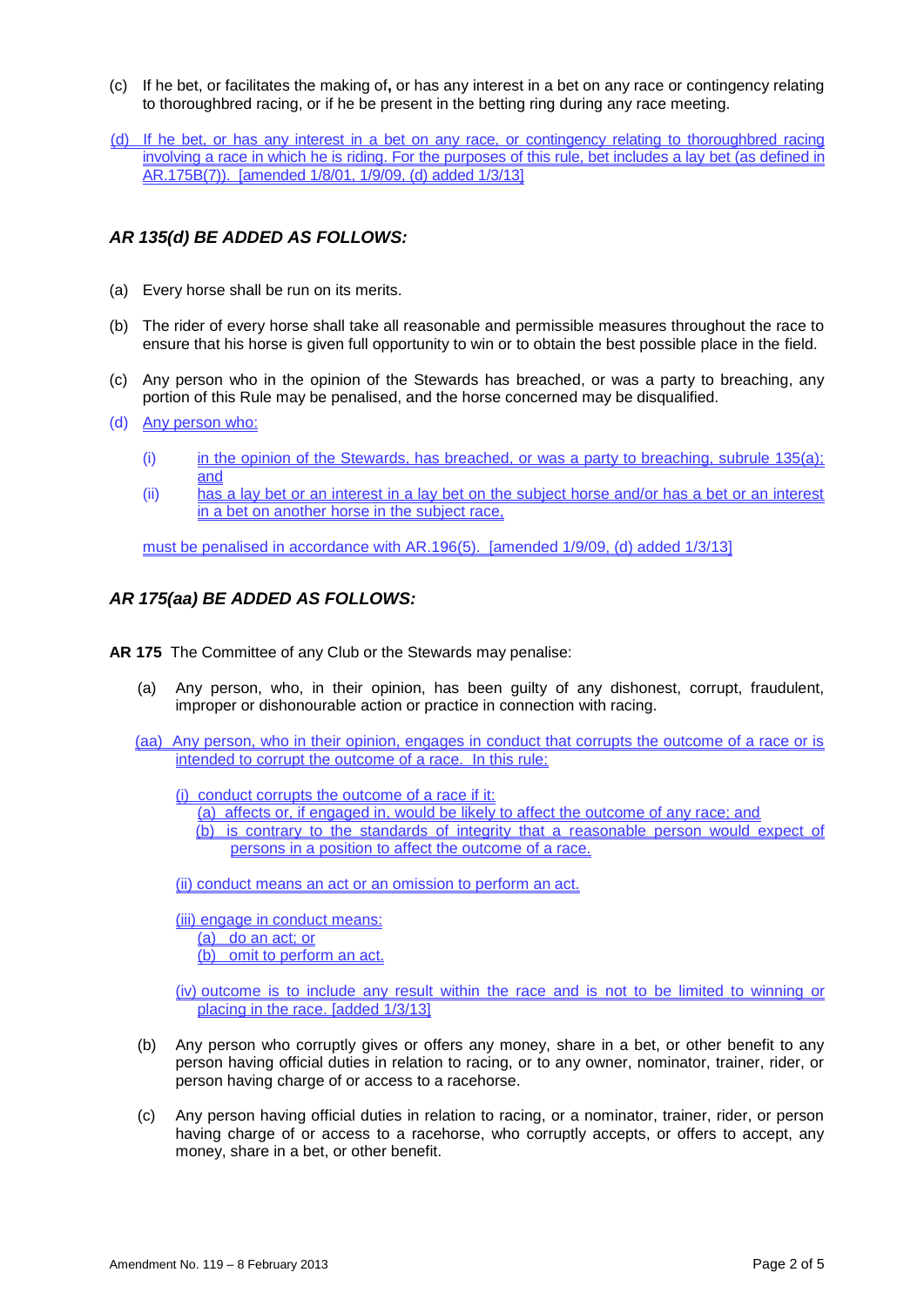(c) If he bet, or facilitates the making of**,** or has any interest in a bet on any race or contingency relating to thoroughbred racing, or if he be present in the betting ring during any race meeting.

(d) If he bet, or has any interest in a bet on any race, or contingency relating to thoroughbred racing involving a race in which he is riding. For the purposes of this rule, bet includes a lay bet (as defined in AR.175B(7)). [amended 1/8/01, 1/9/09, (d) added 1/3/13]

### *AR 135(d) BE ADDED AS FOLLOWS:*

(a) Every horse shall be run on its merits.

(b) The rider of every horse shall take all reasonable and permissible measures throughout the race to ensure that his horse is given full opportunity to win or to obtain the best possible place in the field.

(c) Any person who in the opinion of the Stewards has breached, or was a party to breaching, any portion of this Rule may be penalised, and the horse concerned may be disqualified.

(d) Any person who:

- (i) in the opinion of the Stewards, has breached, or was a party to breaching, subrule 135(a); and
- (ii) has a lay bet or an interest in a lay bet on the subject horse and/or has a bet or an interest in a bet on another horse in the subject race,

must be penalised in accordance with AR.196(5). [amended 1/9/09, (d) added 1/3/13]

### *AR 175(aa) BE ADDED AS FOLLOWS:*

**AR 175** The Committee of any Club or the Stewards may penalise:

(a) Any person, who, in their opinion, has been guilty of any dishonest, corrupt, fraudulent, improper or dishonourable action or practice in connection with racing.

(aa) Any person, who in their opinion, engages in conduct that corrupts the outcome of a race or is intended to corrupt the outcome of a race. In this rule:

(i) conduct corrupts the outcome of a race if it:
  (a) affects or, if engaged in, would be likely to affect the outcome of any race; and
  (b) is contrary to the standards of integrity that a reasonable person would expect of persons in a position to affect the outcome of a race.

(ii) conduct means an act or an omission to perform an act.

(iii) engage in conduct means:
  (a) do an act; or
  (b) omit to perform an act.

(iv) outcome is to include any result within the race and is not to be limited to winning or placing in the race. [added 1/3/13]

(b) Any person who corruptly gives or offers any money, share in a bet, or other benefit to any person having official duties in relation to racing, or to any owner, nominator, trainer, rider, or person having charge of or access to a racehorse.

(c) Any person having official duties in relation to racing, or a nominator, trainer, rider, or person having charge of or access to a racehorse, who corruptly accepts, or offers to accept, any money, share in a bet, or other benefit.

Amendment No. 119 – 8 February 2013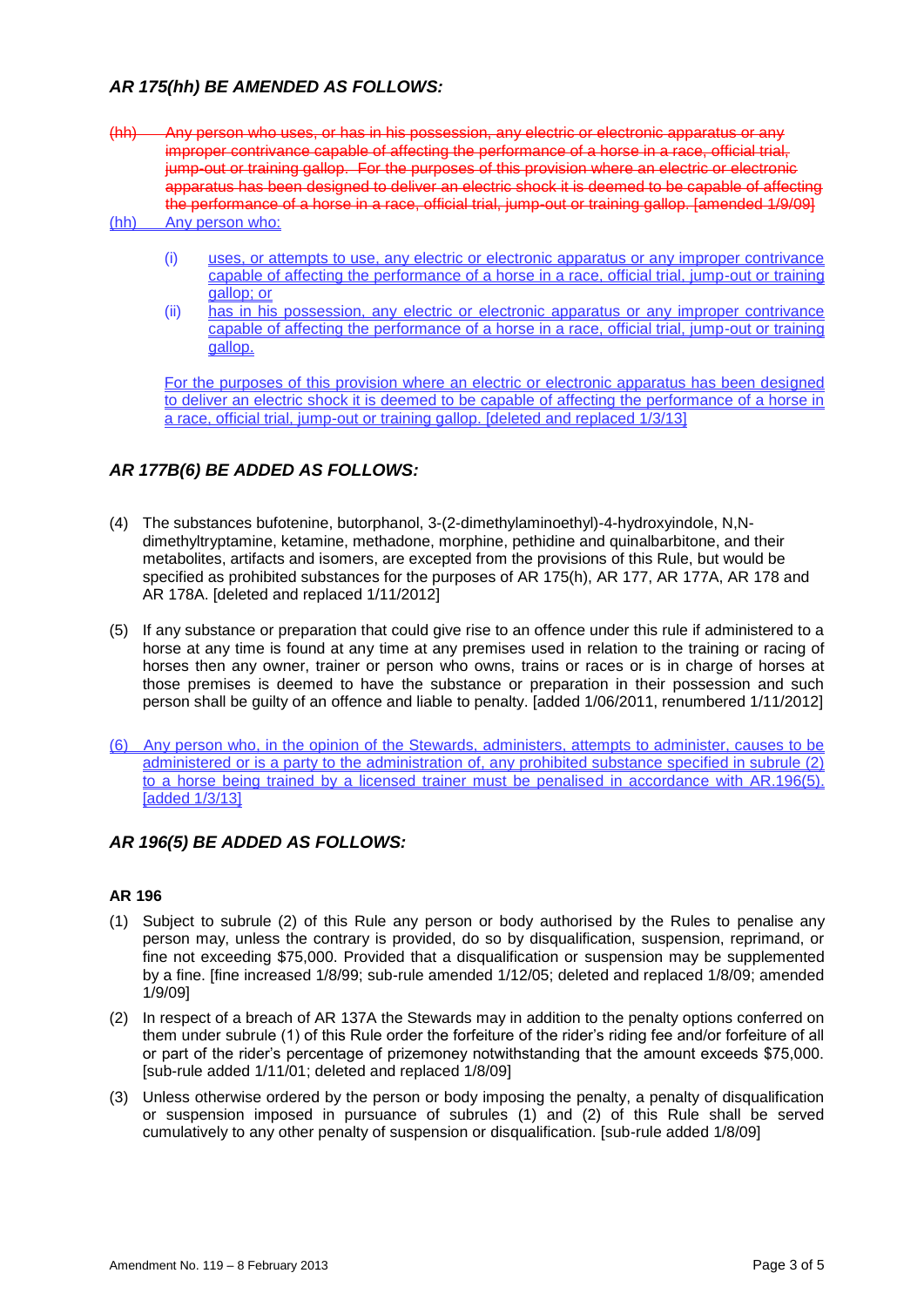## *AR 175(hh) BE AMENDED AS FOLLOWS:*

~~(hh) Any person who uses, or has in his possession, any electric or electronic apparatus or any improper contrivance capable of affecting the performance of a horse in a race, official trial, jump-out or training gallop. For the purposes of this provision where an electric or electronic apparatus has been designed to deliver an electric shock it is deemed to be capable of affecting the performance of a horse in a race, official trial, jump-out or training gallop. [amended 1/9/09]~~

(hh) Any person who:

- (i) uses, or attempts to use, any electric or electronic apparatus or any improper contrivance capable of affecting the performance of a horse in a race, official trial, jump-out or training gallop; or
- (ii) has in his possession, any electric or electronic apparatus or any improper contrivance capable of affecting the performance of a horse in a race, official trial, jump-out or training gallop.

For the purposes of this provision where an electric or electronic apparatus has been designed to deliver an electric shock it is deemed to be capable of affecting the performance of a horse in a race, official trial, jump-out or training gallop. [deleted and replaced 1/3/13]

## *AR 177B(6) BE ADDED AS FOLLOWS:*

(4) The substances bufotenine, butorphanol, 3-(2-dimethylaminoethyl)-4-hydroxyindole, N,N-dimethyltryptamine, ketamine, methadone, morphine, pethidine and quinalbarbitone, and their metabolites, artifacts and isomers, are excepted from the provisions of this Rule, but would be specified as prohibited substances for the purposes of AR 175(h), AR 177, AR 177A, AR 178 and AR 178A. [deleted and replaced 1/11/2012]

(5) If any substance or preparation that could give rise to an offence under this rule if administered to a horse at any time is found at any time at any premises used in relation to the training or racing of horses then any owner, trainer or person who owns, trains or races or is in charge of horses at those premises is deemed to have the substance or preparation in their possession and such person shall be guilty of an offence and liable to penalty. [added 1/06/2011, renumbered 1/11/2012]

(6) Any person who, in the opinion of the Stewards, administers, attempts to administer, causes to be administered or is a party to the administration of, any prohibited substance specified in subrule (2) to a horse being trained by a licensed trainer must be penalised in accordance with AR.196(5). [added 1/3/13]

## *AR 196(5) BE ADDED AS FOLLOWS:*

**AR 196**

(1) Subject to subrule (2) of this Rule any person or body authorised by the Rules to penalise any person may, unless the contrary is provided, do so by disqualification, suspension, reprimand, or fine not exceeding $75,000. Provided that a disqualification or suspension may be supplemented by a fine. [fine increased 1/8/99; sub-rule amended 1/12/05; deleted and replaced 1/8/09; amended 1/9/09]

(2) In respect of a breach of AR 137A the Stewards may in addition to the penalty options conferred on them under subrule (1) of this Rule order the forfeiture of the rider's riding fee and/or forfeiture of all or part of the rider's percentage of prizemoney notwithstanding that the amount exceeds $75,000. [sub-rule added 1/11/01; deleted and replaced 1/8/09]

(3) Unless otherwise ordered by the person or body imposing the penalty, a penalty of disqualification or suspension imposed in pursuance of subrules (1) and (2) of this Rule shall be served cumulatively to any other penalty of suspension or disqualification. [sub-rule added 1/8/09]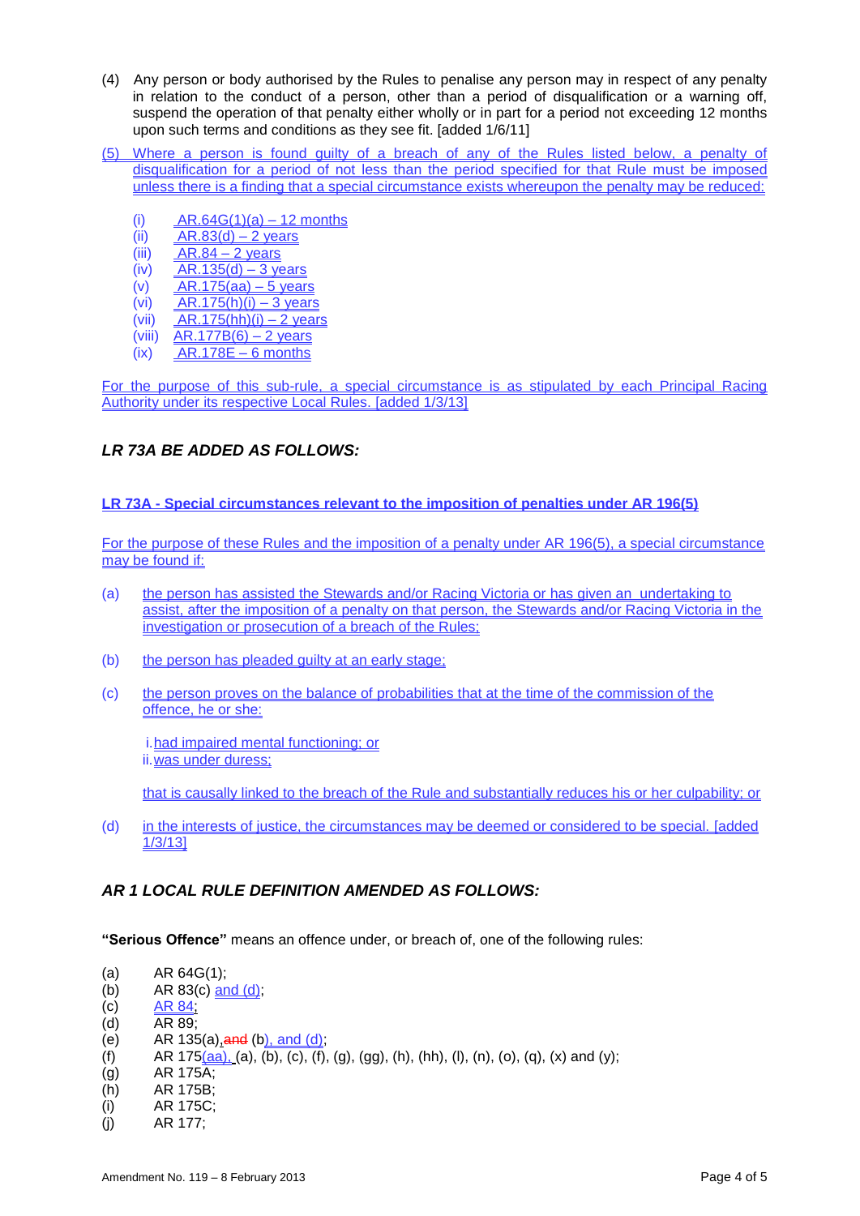(4) Any person or body authorised by the Rules to penalise any person may in respect of any penalty in relation to the conduct of a person, other than a period of disqualification or a warning off, suspend the operation of that penalty either wholly or in part for a period not exceeding 12 months upon such terms and conditions as they see fit. [added 1/6/11]

(5) Where a person is found guilty of a breach of any of the Rules listed below, a penalty of disqualification for a period of not less than the period specified for that Rule must be imposed unless there is a finding that a special circumstance exists whereupon the penalty may be reduced:

- (i) AR.64G(1)(a) – 12 months
- (ii) AR.83(d) – 2 years
- (iii) AR.84 – 2 years
- (iv) AR.135(d) – 3 years
- (v) AR.175(aa) – 5 years
- (vi) AR.175(h)(i) – 3 years
- (vii) AR.175(hh)(i) – 2 years
- (viii) AR.177B(6) – 2 years
- (ix) AR.178E – 6 months

For the purpose of this sub-rule, a special circumstance is as stipulated by each Principal Racing Authority under its respective Local Rules. [added 1/3/13]

### *LR 73A BE ADDED AS FOLLOWS:*

**LR 73A - Special circumstances relevant to the imposition of penalties under AR 196(5)**

For the purpose of these Rules and the imposition of a penalty under AR 196(5), a special circumstance may be found if:

(a) the person has assisted the Stewards and/or Racing Victoria or has given an undertaking to assist, after the imposition of a penalty on that person, the Stewards and/or Racing Victoria in the investigation or prosecution of a breach of the Rules;

(b) the person has pleaded guilty at an early stage;

(c) the person proves on the balance of probabilities that at the time of the commission of the offence, he or she:

  i. had impaired mental functioning; or
  ii. was under duress;

  that is causally linked to the breach of the Rule and substantially reduces his or her culpability; or

(d) in the interests of justice, the circumstances may be deemed or considered to be special. [added 1/3/13]

### *AR 1 LOCAL RULE DEFINITION AMENDED AS FOLLOWS:*

**"Serious Offence"** means an offence under, or breach of, one of the following rules:

- (a) AR 64G(1);
- (b) AR 83(c) and (d);
- (c) AR 84;
- (d) AR 89;
- (e) AR 135(a), ~~and~~ (b), and (d);
- (f) AR 175(aa), (a), (b), (c), (f), (g), (gg), (h), (hh), (l), (n), (o), (q), (x) and (y);
- (g) AR 175A;
- (h) AR 175B;
- (i) AR 175C;
- (j) AR 177;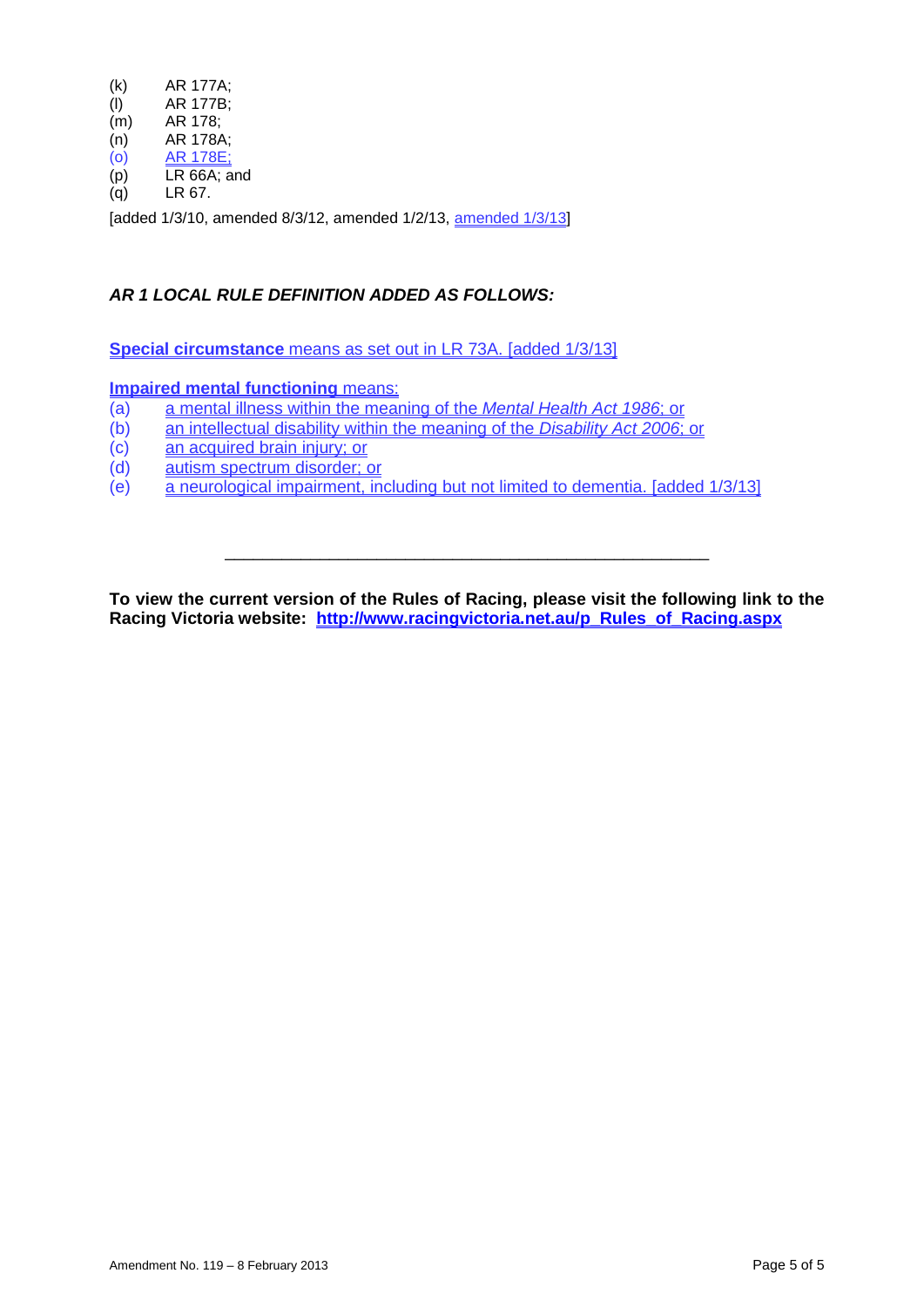(k) AR 177A;
(l) AR 177B;
(m) AR 178;
(n) AR 178A;
(o) AR 178E;
(p) LR 66A; and
(q) LR 67.

[added 1/3/10, amended 8/3/12, amended 1/2/13, amended 1/3/13]

### *AR 1 LOCAL RULE DEFINITION ADDED AS FOLLOWS:*

**Special circumstance** means as set out in LR 73A. [added 1/3/13]

**Impaired mental functioning** means:

(a) a mental illness within the meaning of the *Mental Health Act 1986*; or
(b) an intellectual disability within the meaning of the *Disability Act 2006*; or
(c) an acquired brain injury; or
(d) autism spectrum disorder; or
(e) a neurological impairment, including but not limited to dementia. [added 1/3/13]

---

**To view the current version of the Rules of Racing, please visit the following link to the Racing Victoria website: http://www.racingvictoria.net.au/p_Rules_of_Racing.aspx**

Amendment No. 119 – 8 February 2013